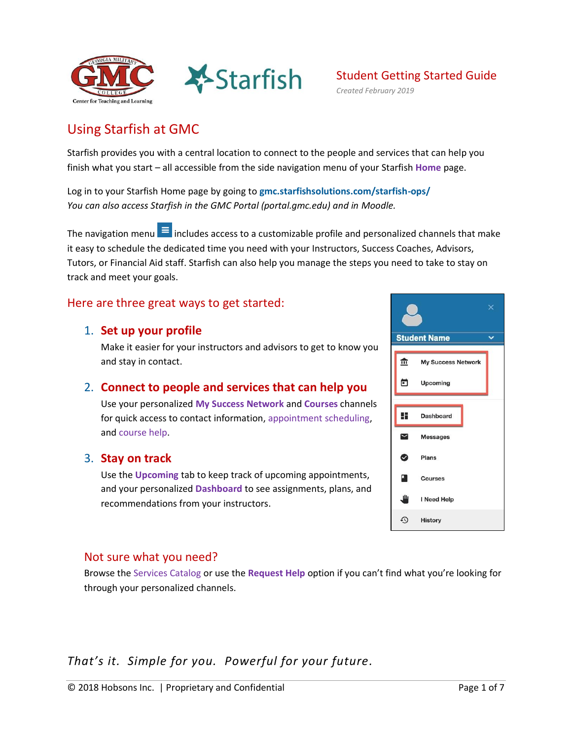Student Getting Started Guide

*Created February 2019*

# Using Starfish at GMC

Starfish provides you with a central location to connect to the people and services that can help you finish what you start – all accessible from the side navigation menu of your Starfish **Home** page.

Log in to your Starfish Home page by going to **gmc.starfishsolutions.com/starfish-ops/**
*You can also access Starfish in the GMC Portal (portal.gmc.edu) and in Moodle.*

The navigation menu includes access to a customizable profile and personalized channels that make it easy to schedule the dedicated time you need with your Instructors, Success Coaches, Advisors, Tutors, or Financial Aid staff. Starfish can also help you manage the steps you need to take to stay on track and meet your goals.

## Here are three great ways to get started:

1. **Set up your profile**
   Make it easier for your instructors and advisors to get to know you and stay in contact.

2. **Connect to people and services that can help you**
   Use your personalized **My Success Network** and **Courses** channels for quick access to contact information, appointment scheduling, and course help.

3. **Stay on track**
   Use the **Upcoming** tab to keep track of upcoming appointments, and your personalized **Dashboard** to see assignments, plans, and recommendations from your instructors.

Student Name

- My Success Network
- Upcoming
- Dashboard
- Messages
- Plans
- Courses
- I Need Help
- History

## Not sure what you need?

Browse the Services Catalog or use the **Request Help** option if you can't find what you're looking for through your personalized channels.

*That's it. Simple for you. Powerful for your future.*

© 2018 Hobsons Inc. | Proprietary and Confidential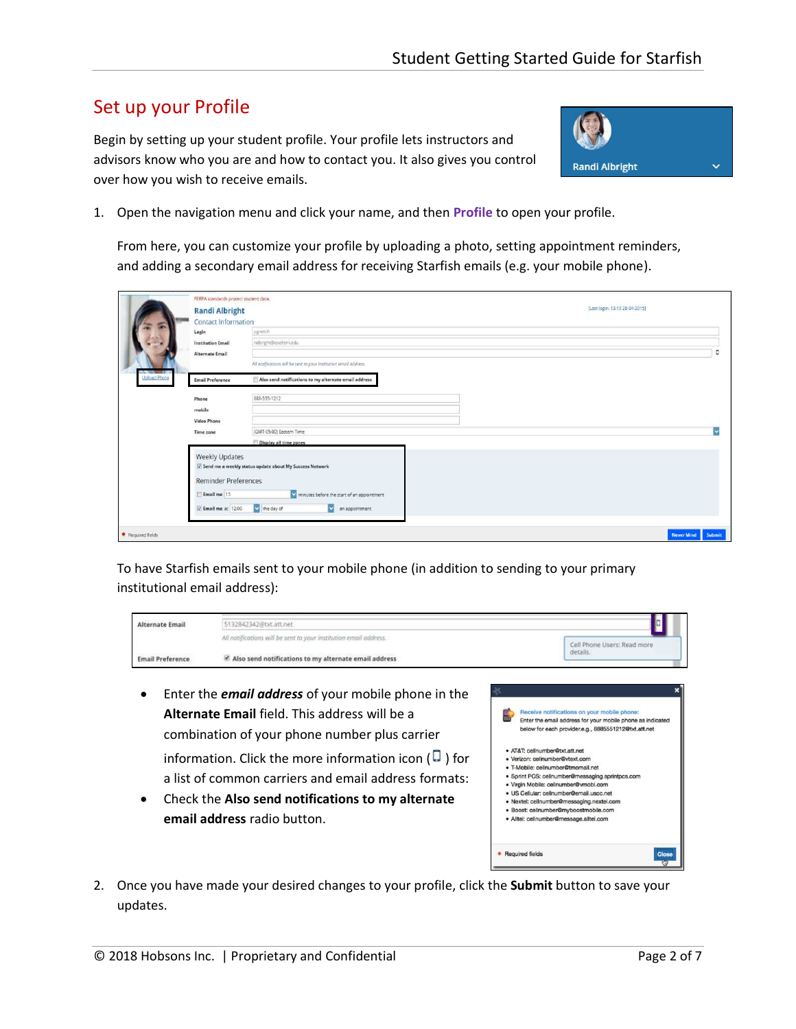## Set up your Profile

Begin by setting up your student profile. Your profile lets instructors and advisors know who you are and how to contact you. It also gives you control over how you wish to receive emails.

1. Open the navigation menu and click your name, and then **Profile** to open your profile.

   From here, you can customize your profile by uploading a photo, setting appointment reminders, and adding a secondary email address for receiving Starfish emails (e.g. your mobile phone).

   To have Starfish emails sent to your mobile phone (in addition to sending to your primary institutional email address):

   - Enter the ***email address*** of your mobile phone in the **Alternate Email** field. This address will be a combination of your phone number plus carrier information. Click the more information icon ( ) for a list of common carriers and email address formats:
   - Check the **Also send notifications to my alternate email address** radio button.

2. Once you have made your desired changes to your profile, click the **Submit** button to save your updates.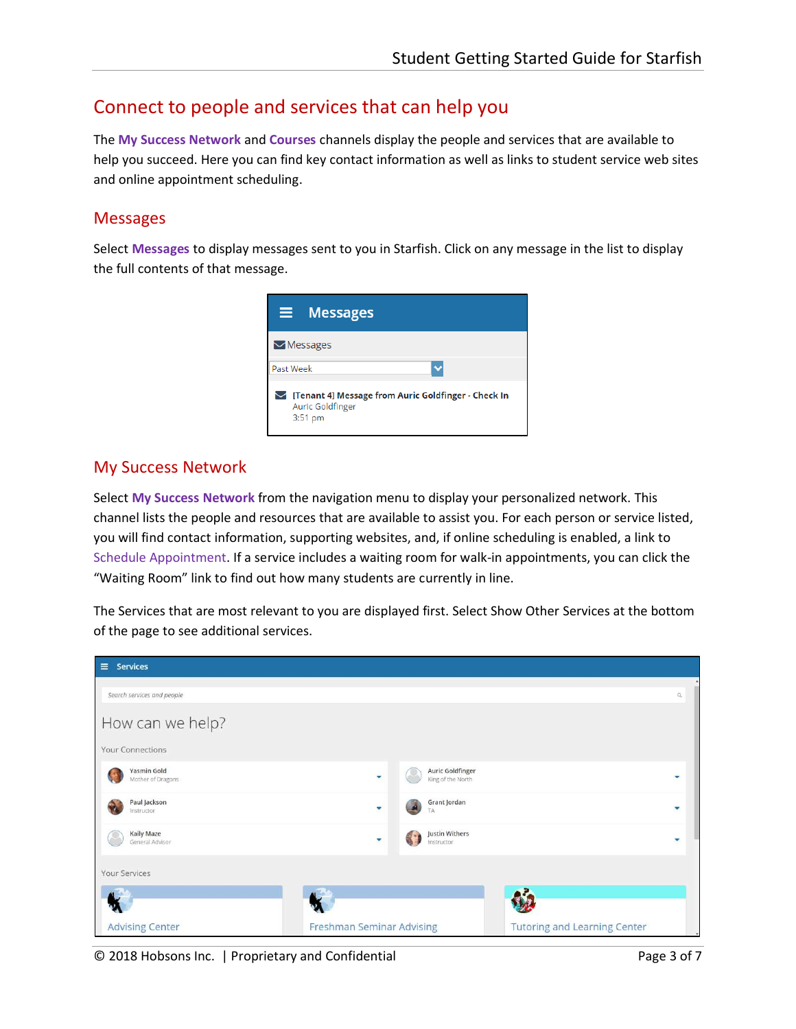## Connect to people and services that can help you

The **My Success Network** and **Courses** channels display the people and services that are available to help you succeed. Here you can find key contact information as well as links to student service web sites and online appointment scheduling.

### Messages

Select **Messages** to display messages sent to you in Starfish. Click on any message in the list to display the full contents of that message.

### My Success Network

Select **My Success Network** from the navigation menu to display your personalized network. This channel lists the people and resources that are available to assist you. For each person or service listed, you will find contact information, supporting websites, and, if online scheduling is enabled, a link to Schedule Appointment. If a service includes a waiting room for walk-in appointments, you can click the "Waiting Room" link to find out how many students are currently in line.

The Services that are most relevant to you are displayed first. Select Show Other Services at the bottom of the page to see additional services.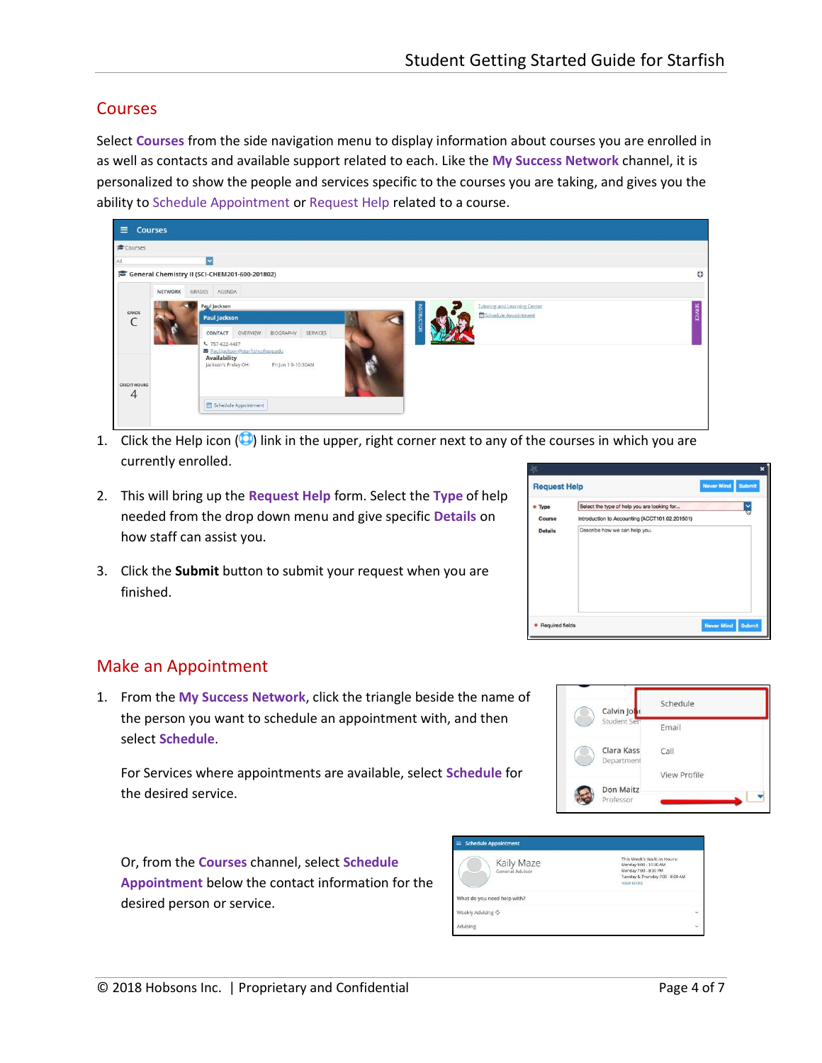## Courses

Select **Courses** from the side navigation menu to display information about courses you are enrolled in as well as contacts and available support related to each. Like the **My Success Network** channel, it is personalized to show the people and services specific to the courses you are taking, and gives you the ability to Schedule Appointment or Request Help related to a course.

1. Click the Help icon ( ) link in the upper, right corner next to any of the courses in which you are currently enrolled.

2. This will bring up the **Request Help** form. Select the **Type** of help needed from the drop down menu and give specific **Details** on how staff can assist you.

3. Click the **Submit** button to submit your request when you are finished.

## Make an Appointment

1. From the **My Success Network**, click the triangle beside the name of the person you want to schedule an appointment with, and then select **Schedule**.

   For Services where appointments are available, select **Schedule** for the desired service.

   Or, from the **Courses** channel, select **Schedule Appointment** below the contact information for the desired person or service.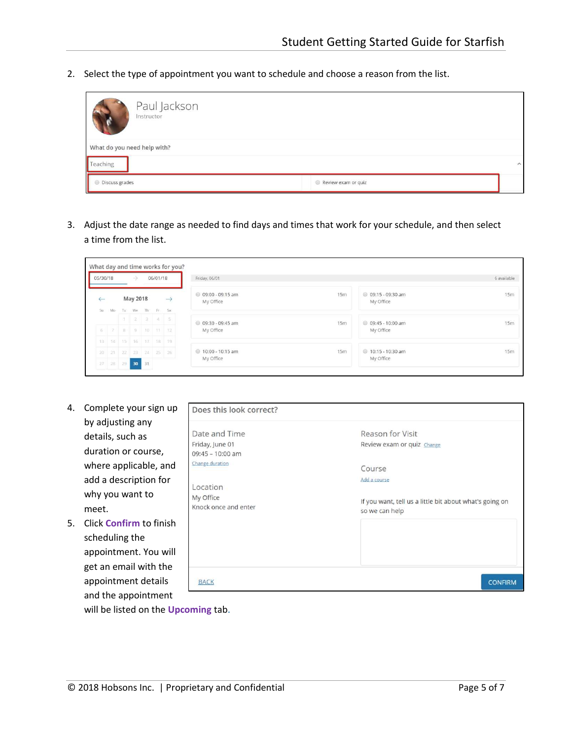2. Select the type of appointment you want to schedule and choose a reason from the list.

3. Adjust the date range as needed to find days and times that work for your schedule, and then select a time from the list.

4. Complete your sign up by adjusting any details, such as duration or course, where applicable, and add a description for why you want to meet.
5. Click **Confirm** to finish scheduling the appointment. You will get an email with the appointment details and the appointment will be listed on the **Upcoming** tab.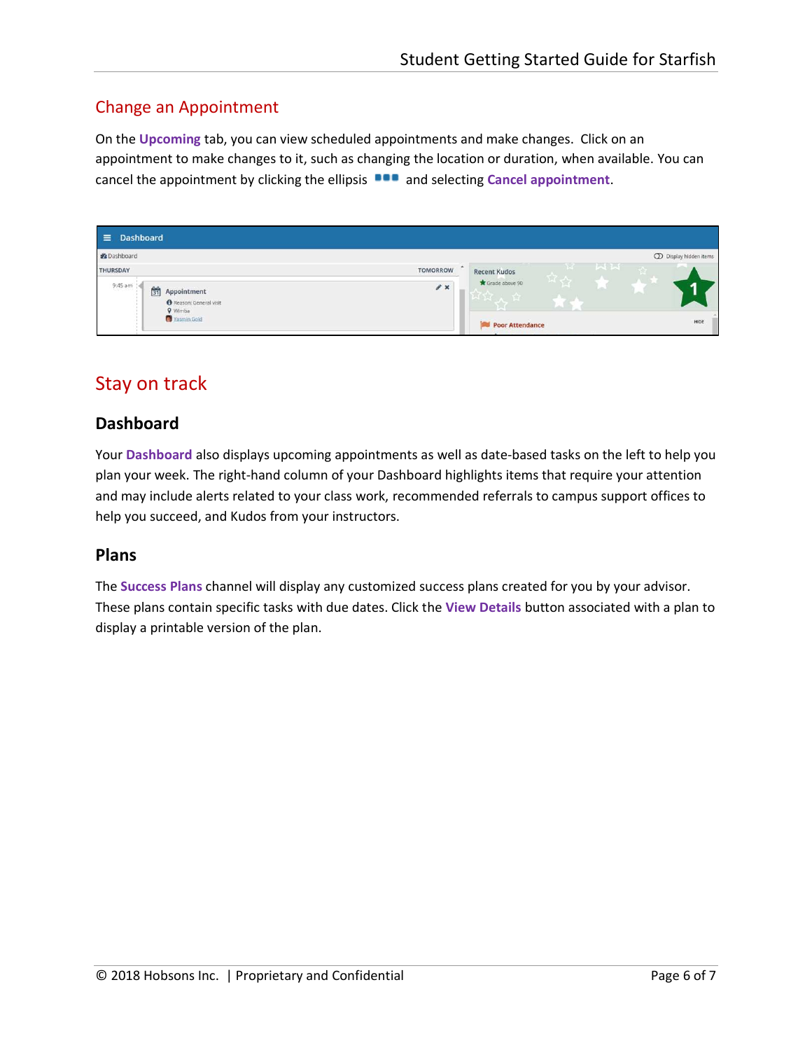## Change an Appointment

On the **Upcoming** tab, you can view scheduled appointments and make changes. Click on an appointment to make changes to it, such as changing the location or duration, when available. You can cancel the appointment by clicking the ellipsis ■■■ and selecting **Cancel appointment**.

# Stay on track

### Dashboard

Your **Dashboard** also displays upcoming appointments as well as date-based tasks on the left to help you plan your week. The right-hand column of your Dashboard highlights items that require your attention and may include alerts related to your class work, recommended referrals to campus support offices to help you succeed, and Kudos from your instructors.

### Plans

The **Success Plans** channel will display any customized success plans created for you by your advisor. These plans contain specific tasks with due dates. Click the **View Details** button associated with a plan to display a printable version of the plan.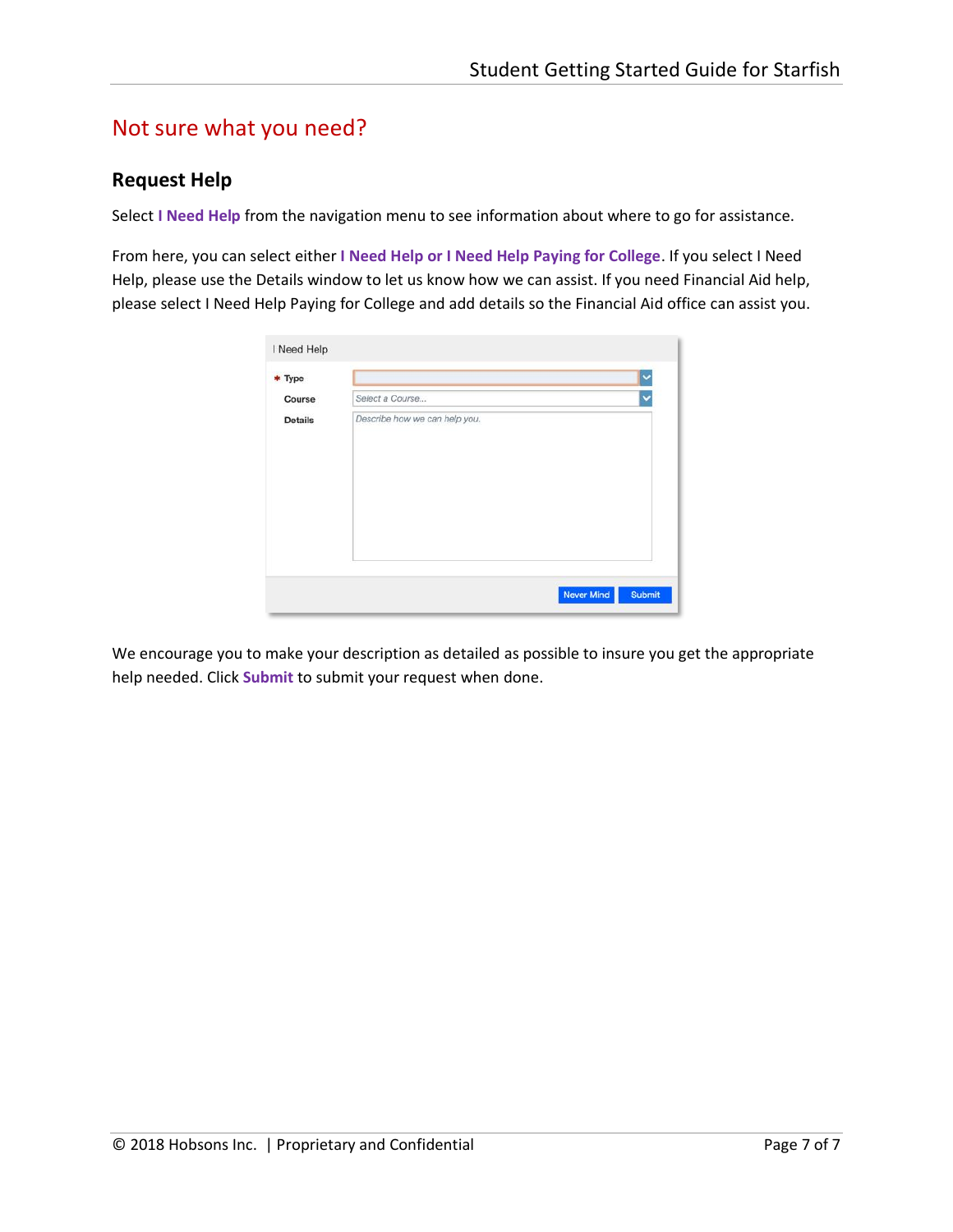# Not sure what you need?

## Request Help

Select **I Need Help** from the navigation menu to see information about where to go for assistance.

From here, you can select either **I Need Help or I Need Help Paying for College**. If you select I Need Help, please use the Details window to let us know how we can assist. If you need Financial Aid help, please select I Need Help Paying for College and add details so the Financial Aid office can assist you.

We encourage you to make your description as detailed as possible to insure you get the appropriate help needed. Click **Submit** to submit your request when done.